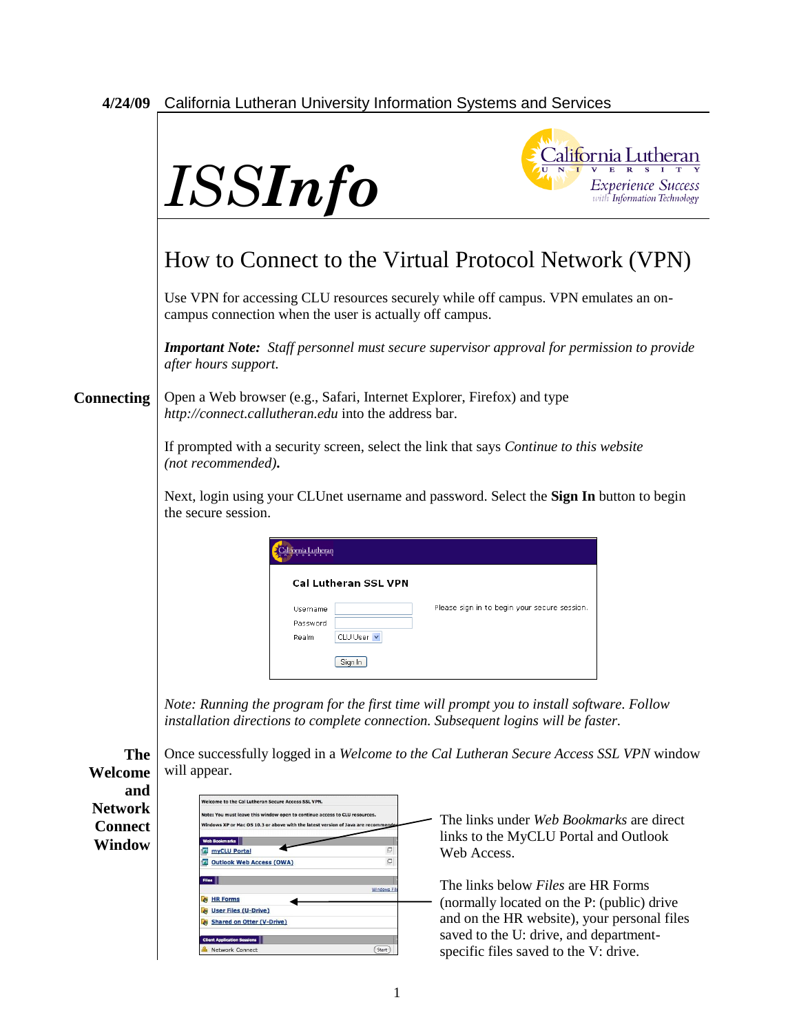4/24/09 California Lutheran University Information Systems and Services

# *ISSInfo*

# How to Connect to the Virtual Protocol Network (VPN)

Use VPN for accessing CLU resources securely while off campus. VPN emulates an on-campus connection when the user is actually off campus.

***Important Note:*** *Staff personnel must secure supervisor approval for permission to provide after hours support.*

## Connecting

Open a Web browser (e.g., Safari, Internet Explorer, Firefox) and type *http://connect.callutheran.edu* into the address bar.

If prompted with a security screen, select the link that says *Continue to this website (not recommended)***.**

Next, login using your CLUnet username and password. Select the **Sign In** button to begin the secure session.

Cal Lutheran SSL VPN

Username
Password
Realm CLU User

Sign In

Please sign in to begin your secure session.

*Note: Running the program for the first time will prompt you to install software. Follow installation directions to complete connection. Subsequent logins will be faster.*

## The Welcome and Network Connect Window

Once successfully logged in a *Welcome to the Cal Lutheran Secure Access SSL VPN* window will appear.

The links under *Web Bookmarks* are direct links to the MyCLU Portal and Outlook Web Access.

The links below *Files* are HR Forms (normally located on the P: (public) drive and on the HR website), your personal files saved to the U: drive, and department-specific files saved to the V: drive.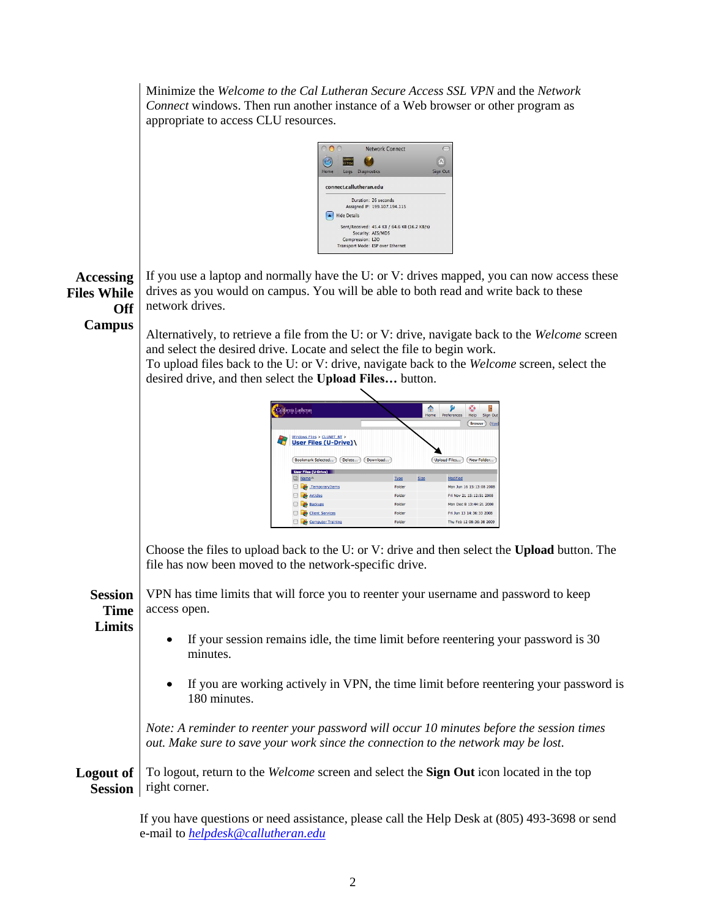Minimize the *Welcome to the Cal Lutheran Secure Access SSL VPN* and the *Network Connect* windows. Then run another instance of a Web browser or other program as appropriate to access CLU resources.

## Accessing Files While Off Campus

If you use a laptop and normally have the U: or V: drives mapped, you can now access these drives as you would on campus. You will be able to both read and write back to these network drives.

Alternatively, to retrieve a file from the U: or V: drive, navigate back to the *Welcome* screen and select the desired drive. Locate and select the file to begin work.
To upload files back to the U: or V: drive, navigate back to the *Welcome* screen, select the desired drive, and then select the **Upload Files…** button.

Choose the files to upload back to the U: or V: drive and then select the **Upload** button. The file has now been moved to the network-specific drive.

## Session Time Limits

VPN has time limits that will force you to reenter your username and password to keep access open.

- If your session remains idle, the time limit before reentering your password is 30 minutes.

- If you are working actively in VPN, the time limit before reentering your password is 180 minutes.

*Note: A reminder to reenter your password will occur 10 minutes before the session times out. Make sure to save your work since the connection to the network may be lost.*

## Logout of Session

To logout, return to the *Welcome* screen and select the **Sign Out** icon located in the top right corner.

If you have questions or need assistance, please call the Help Desk at (805) 493-3698 or send e-mail to [helpdesk@callutheran.edu](mailto:helpdesk@callutheran.edu)